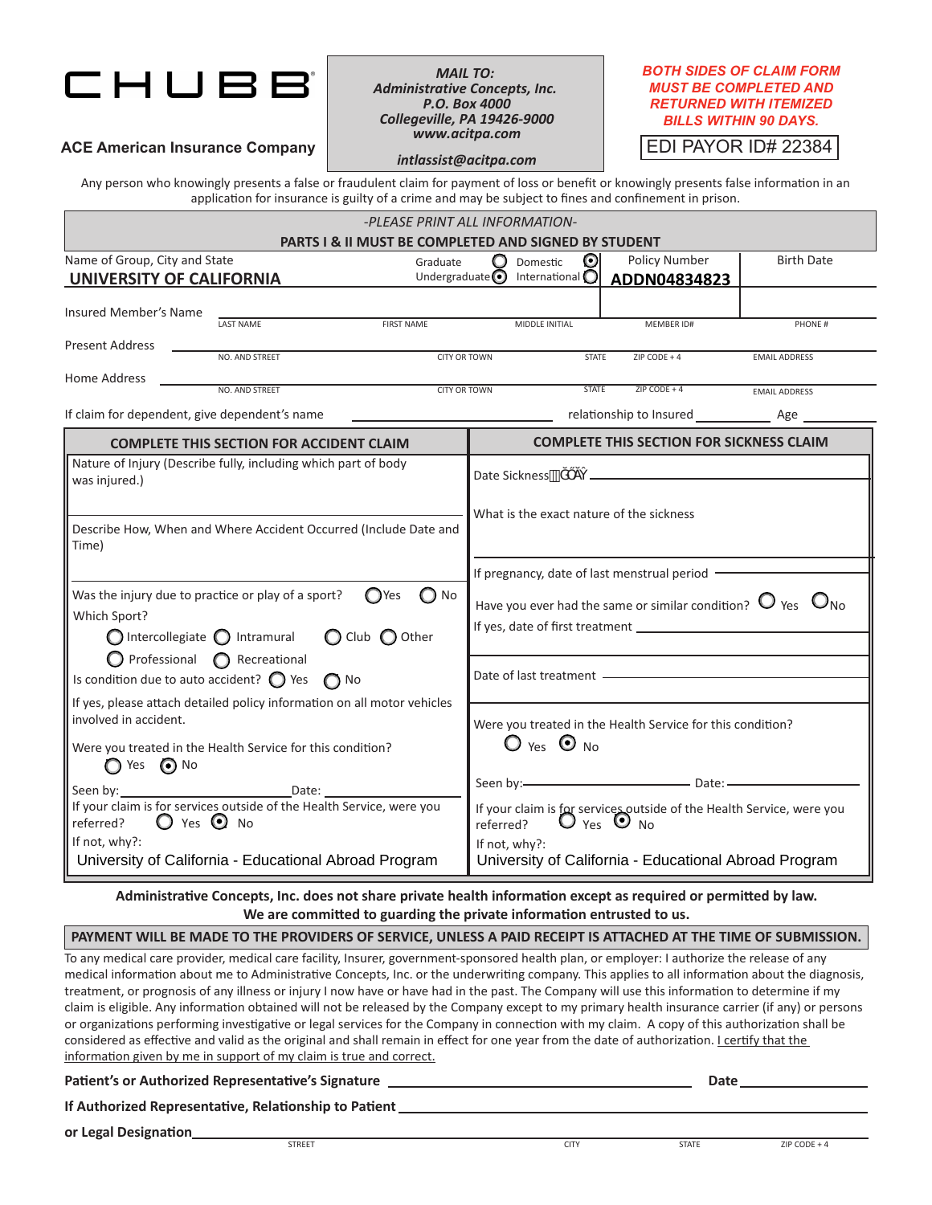# CHUBB®

**ACE American Insurance Company**

***MAIL TO:***
***Administrative Concepts, Inc.***
***P.O. Box 4000***
***Collegeville, PA 19426-9000***
***www.acitpa.com***

***intlassist@acitpa.com***

***BOTH SIDES OF CLAIM FORM MUST BE COMPLETED AND RETURNED WITH ITEMIZED BILLS WITHIN 90 DAYS.***

EDI PAYOR ID# 22384

Any person who knowingly presents a false or fraudulent claim for payment of loss or benefit or knowingly presents false information in an application for insurance is guilty of a crime and may be subject to fines and confinement in prison.

*-PLEASE PRINT ALL INFORMATION-*

**PARTS I & II MUST BE COMPLETED AND SIGNED BY STUDENT**

Name of Group, City and State: **UNIVERSITY OF CALIFORNIA**

Graduate ◯ Undergraduate ◉ Domestic ◉ International ◯

Policy Number: **ADDN04834823**

Birth Date: ______

Insured Member's Name: ______ LAST NAME / FIRST NAME / MIDDLE INITIAL / MEMBER ID# / PHONE #

Present Address: ______ NO. AND STREET / CITY OR TOWN / STATE / ZIP CODE + 4 / EMAIL ADDRESS

Home Address: ______ NO. AND STREET / CITY OR TOWN / STATE / ZIP CODE + 4 / EMAIL ADDRESS

If claim for dependent, give dependent's name ______ relationship to Insured ______ Age ______

## COMPLETE THIS SECTION FOR ACCIDENT CLAIM

Nature of Injury (Describe fully, including which part of body was injured.)

Describe How, When and Where Accident Occurred (Include Date and Time)

Was the injury due to practice or play of a sport? ◯ Yes ◯ No

Which Sport?
◯ Intercollegiate ◯ Intramural ◯ Club ◯ Other
◯ Professional ◯ Recreational

Is condition due to auto accident? ◯ Yes ◯ No

If yes, please attach detailed policy information on all motor vehicles involved in accident.

Were you treated in the Health Service for this condition?
◯ Yes ◉ No

Seen by: ______ Date: ______

If your claim is for services outside of the Health Service, were you referred? ◯ Yes ◉ No

If not, why?: University of California - Educational Abroad Program

## COMPLETE THIS SECTION FOR SICKNESS CLAIM

Date Sickness Began ______

What is the exact nature of the sickness

If pregnancy, date of last menstrual period ______

Have you ever had the same or similar condition? ◯ Yes ◯ No

If yes, date of first treatment ______

Date of last treatment ______

Were you treated in the Health Service for this condition?
◯ Yes ◉ No

Seen by: ______ Date: ______

If your claim is for services outside of the Health Service, were you referred? ◯ Yes ◉ No

If not, why?: University of California - Educational Abroad Program

**Administrative Concepts, Inc. does not share private health information except as required or permitted by law. We are committed to guarding the private information entrusted to us.**

**PAYMENT WILL BE MADE TO THE PROVIDERS OF SERVICE, UNLESS A PAID RECEIPT IS ATTACHED AT THE TIME OF SUBMISSION.**

To any medical care provider, medical care facility, Insurer, government-sponsored health plan, or employer: I authorize the release of any medical information about me to Administrative Concepts, Inc. or the underwriting company. This applies to all information about the diagnosis, treatment, or prognosis of any illness or injury I now have or have had in the past. The Company will use this information to determine if my claim is eligible. Any information obtained will not be released by the Company except to my primary health insurance carrier (if any) or persons or organizations performing investigative or legal services for the Company in connection with my claim. A copy of this authorization shall be considered as effective and valid as the original and shall remain in effect for one year from the date of authorization. I certify that the information given by me in support of my claim is true and correct.

**Patient's or Authorized Representative's Signature** ______ **Date** ______

**If Authorized Representative, Relationship to Patient** ______

**or Legal Designation** ______ STREET / CITY / STATE / ZIP CODE + 4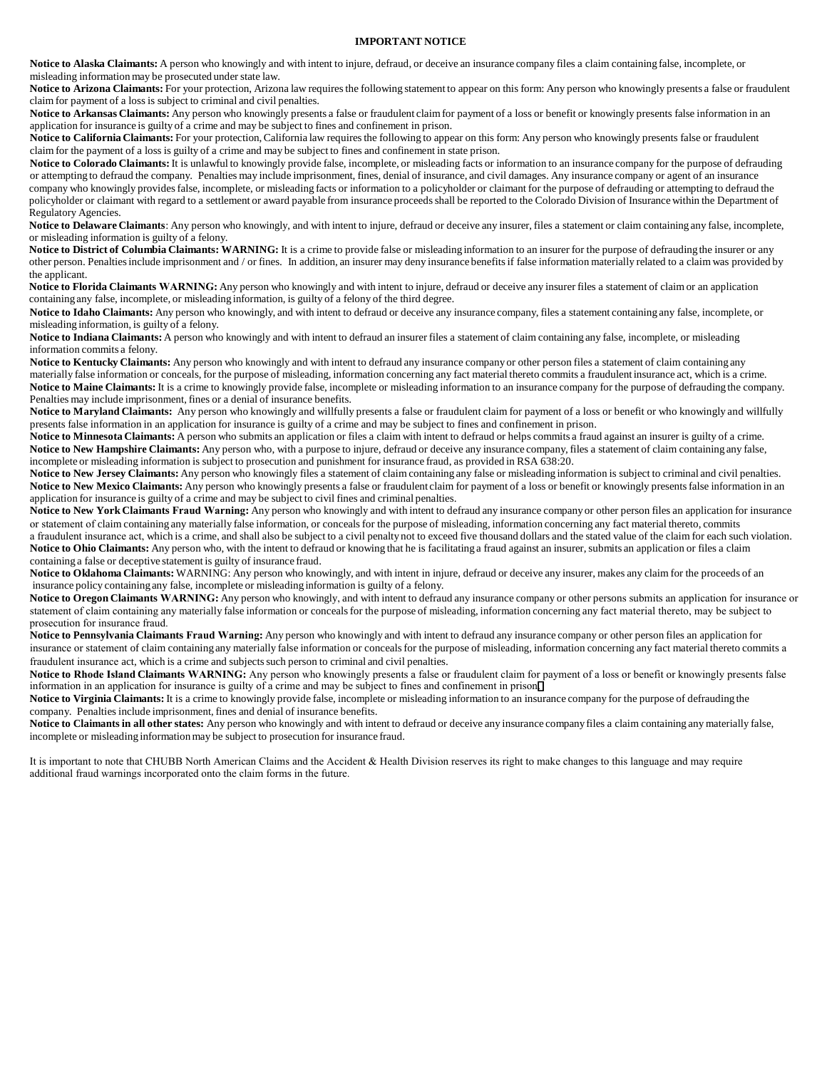**IMPORTANT NOTICE**

**Notice to Alaska Claimants:** A person who knowingly and with intent to injure, defraud, or deceive an insurance company files a claim containing false, incomplete, or misleading information may be prosecuted under state law.

**Notice to Arizona Claimants:** For your protection, Arizona law requires the following statement to appear on this form: Any person who knowingly presents a false or fraudulent claim for payment of a loss is subject to criminal and civil penalties.

**Notice to Arkansas Claimants:** Any person who knowingly presents a false or fraudulent claim for payment of a loss or benefit or knowingly presents false information in an application for insurance is guilty of a crime and may be subject to fines and confinement in prison.

**Notice to California Claimants:** For your protection, California law requires the following to appear on this form: Any person who knowingly presents false or fraudulent claim for the payment of a loss is guilty of a crime and may be subject to fines and confinement in state prison.

**Notice to Colorado Claimants:** It is unlawful to knowingly provide false, incomplete, or misleading facts or information to an insurance company for the purpose of defrauding or attempting to defraud the company. Penalties may include imprisonment, fines, denial of insurance, and civil damages. Any insurance company or agent of an insurance company who knowingly provides false, incomplete, or misleading facts or information to a policyholder or claimant for the purpose of defrauding or attempting to defraud the policyholder or claimant with regard to a settlement or award payable from insurance proceeds shall be reported to the Colorado Division of Insurance within the Department of Regulatory Agencies.

**Notice to Delaware Claimants**: Any person who knowingly, and with intent to injure, defraud or deceive any insurer, files a statement or claim containing any false, incomplete, or misleading information is guilty of a felony.

**Notice to District of Columbia Claimants: WARNING:** It is a crime to provide false or misleading information to an insurer for the purpose of defrauding the insurer or any other person. Penalties include imprisonment and / or fines. In addition, an insurer may deny insurance benefits if false information materially related to a claim was provided by the applicant.

**Notice to Florida Claimants WARNING:** Any person who knowingly and with intent to injure, defraud or deceive any insurer files a statement of claim or an application containing any false, incomplete, or misleading information, is guilty of a felony of the third degree.

**Notice to Idaho Claimants:** Any person who knowingly, and with intent to defraud or deceive any insurance company, files a statement containing any false, incomplete, or misleading information, is guilty of a felony.

**Notice to Indiana Claimants:** A person who knowingly and with intent to defraud an insurer files a statement of claim containing any false, incomplete, or misleading information commits a felony.

**Notice to Kentucky Claimants:** Any person who knowingly and with intent to defraud any insurance company or other person files a statement of claim containing any materially false information or conceals, for the purpose of misleading, information concerning any fact material thereto commits a fraudulent insurance act, which is a crime.

**Notice to Maine Claimants:** It is a crime to knowingly provide false, incomplete or misleading information to an insurance company for the purpose of defrauding the company. Penalties may include imprisonment, fines or a denial of insurance benefits.

**Notice to Maryland Claimants:** Any person who knowingly and willfully presents a false or fraudulent claim for payment of a loss or benefit or who knowingly and willfully presents false information in an application for insurance is guilty of a crime and may be subject to fines and confinement in prison.

**Notice to Minnesota Claimants:** A person who submits an application or files a claim with intent to defraud or helps commits a fraud against an insurer is guilty of a crime.

**Notice to New Hampshire Claimants:** Any person who, with a purpose to injure, defraud or deceive any insurance company, files a statement of claim containing any false, incomplete or misleading information is subject to prosecution and punishment for insurance fraud, as provided in RSA 638:20.

**Notice to New Jersey Claimants:** Any person who knowingly files a statement of claim containing any false or misleading information is subject to criminal and civil penalties.

**Notice to New Mexico Claimants:** Any person who knowingly presents a false or fraudulent claim for payment of a loss or benefit or knowingly presents false information in an application for insurance is guilty of a crime and may be subject to civil fines and criminal penalties.

**Notice to New York Claimants Fraud Warning:** Any person who knowingly and with intent to defraud any insurance company or other person files an application for insurance or statement of claim containing any materially false information, or conceals for the purpose of misleading, information concerning any fact material thereto, commits a fraudulent insurance act, which is a crime, and shall also be subject to a civil penalty not to exceed five thousand dollars and the stated value of the claim for each such violation.

**Notice to Ohio Claimants:** Any person who, with the intent to defraud or knowing that he is facilitating a fraud against an insurer, submits an application or files a claim containing a false or deceptive statement is guilty of insurance fraud.

**Notice to Oklahoma Claimants:** WARNING: Any person who knowingly, and with intent in injure, defraud or deceive any insurer, makes any claim for the proceeds of an insurance policy containing any false, incomplete or misleading information is guilty of a felony.

**Notice to Oregon Claimants WARNING:** Any person who knowingly, and with intent to defraud any insurance company or other persons submits an application for insurance or statement of claim containing any materially false information or conceals for the purpose of misleading, information concerning any fact material thereto, may be subject to prosecution for insurance fraud.

**Notice to Pennsylvania Claimants Fraud Warning:** Any person who knowingly and with intent to defraud any insurance company or other person files an application for insurance or statement of claim containing any materially false information or conceals for the purpose of misleading, information concerning any fact material thereto commits a fraudulent insurance act, which is a crime and subjects such person to criminal and civil penalties.

**Notice to Rhode Island Claimants WARNING:** Any person who knowingly presents a false or fraudulent claim for payment of a loss or benefit or knowingly presents false information in an application for insurance is guilty of a crime and may be subject to fines and confinement in prison.

**Notice to Virginia Claimants:** It is a crime to knowingly provide false, incomplete or misleading information to an insurance company for the purpose of defrauding the company. Penalties include imprisonment, fines and denial of insurance benefits.

**Notice to Claimants in all other states:** Any person who knowingly and with intent to defraud or deceive any insurance company files a claim containing any materially false, incomplete or misleading information may be subject to prosecution for insurance fraud.

It is important to note that CHUBB North American Claims and the Accident & Health Division reserves its right to make changes to this language and may require additional fraud warnings incorporated onto the claim forms in the future.